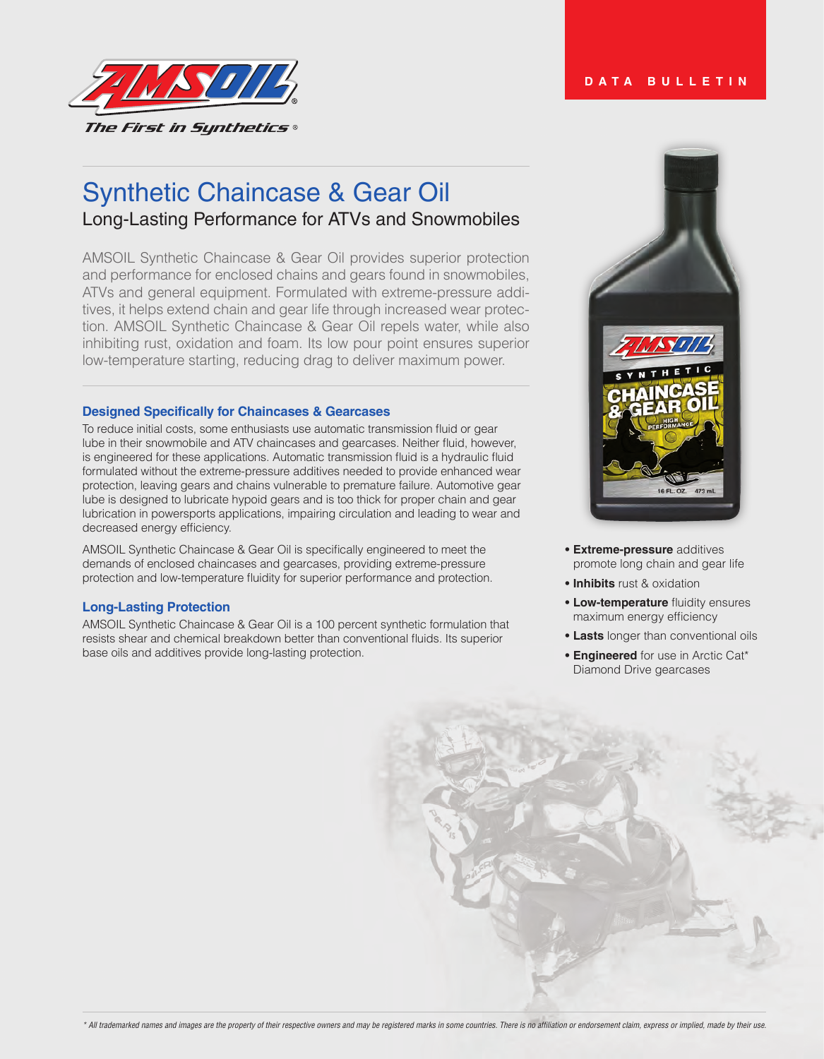DATA BULLETIN

# Synthetic Chaincase & Gear Oil

## Long-Lasting Performance for ATVs and Snowmobiles

AMSOIL Synthetic Chaincase & Gear Oil provides superior protection and performance for enclosed chains and gears found in snowmobiles, ATVs and general equipment. Formulated with extreme-pressure additives, it helps extend chain and gear life through increased wear protection. AMSOIL Synthetic Chaincase & Gear Oil repels water, while also inhibiting rust, oxidation and foam. Its low pour point ensures superior low-temperature starting, reducing drag to deliver maximum power.

### Designed Specifically for Chaincases & Gearcases

To reduce initial costs, some enthusiasts use automatic transmission fluid or gear lube in their snowmobile and ATV chaincases and gearcases. Neither fluid, however, is engineered for these applications. Automatic transmission fluid is a hydraulic fluid formulated without the extreme-pressure additives needed to provide enhanced wear protection, leaving gears and chains vulnerable to premature failure. Automotive gear lube is designed to lubricate hypoid gears and is too thick for proper chain and gear lubrication in powersports applications, impairing circulation and leading to wear and decreased energy efficiency.

AMSOIL Synthetic Chaincase & Gear Oil is specifically engineered to meet the demands of enclosed chaincases and gearcases, providing extreme-pressure protection and low-temperature fluidity for superior performance and protection.

### Long-Lasting Protection

AMSOIL Synthetic Chaincase & Gear Oil is a 100 percent synthetic formulation that resists shear and chemical breakdown better than conventional fluids. Its superior base oils and additives provide long-lasting protection.

- **Extreme-pressure** additives promote long chain and gear life
- **Inhibits** rust & oxidation
- **Low-temperature** fluidity ensures maximum energy efficiency
- **Lasts** longer than conventional oils
- **Engineered** for use in Arctic Cat* Diamond Drive gearcases

*\* All trademarked names and images are the property of their respective owners and may be registered marks in some countries. There is no affiliation or endorsement claim, express or implied, made by their use.*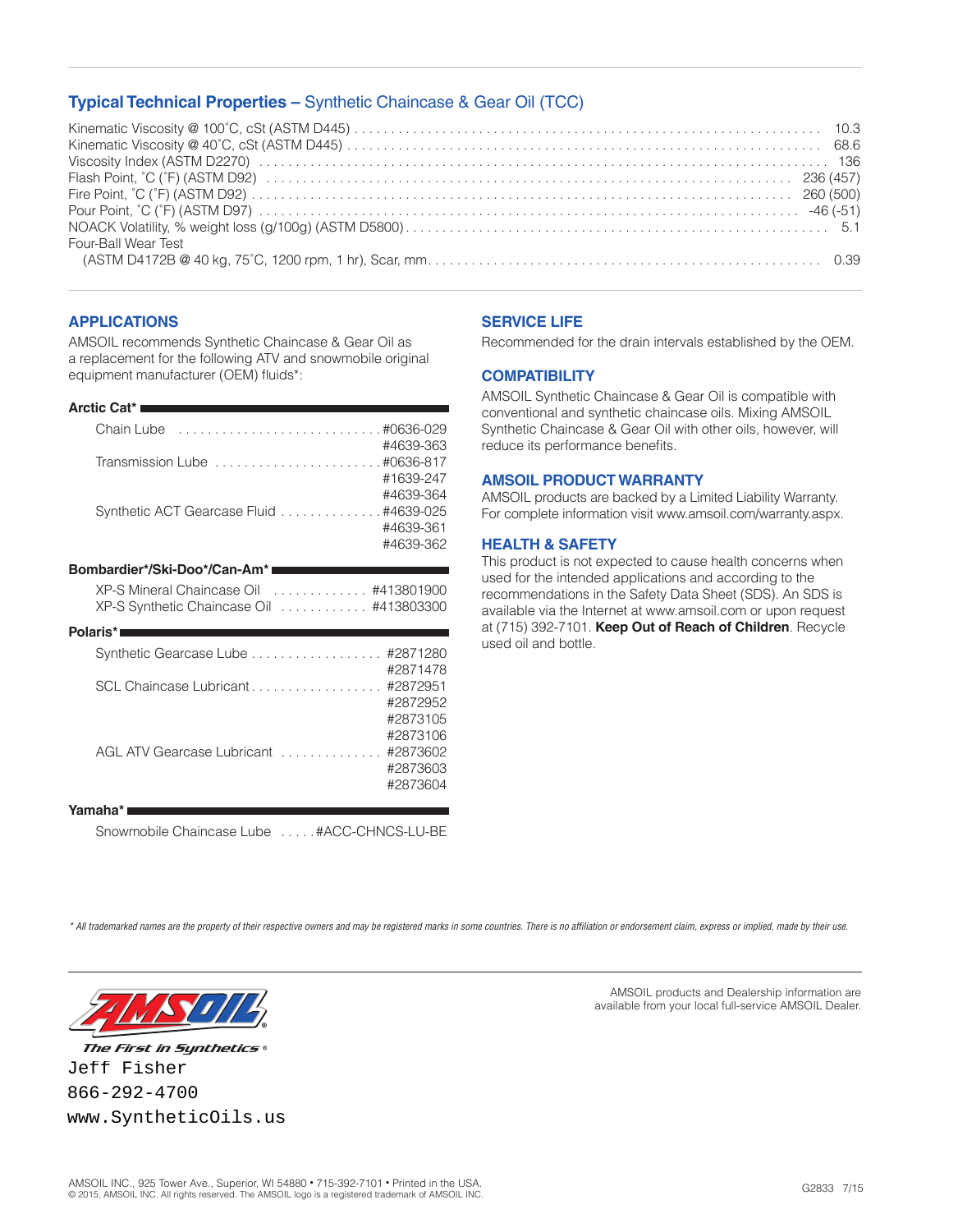## Typical Technical Properties – Synthetic Chaincase & Gear Oil (TCC)

| | |
|---|---|
| Kinematic Viscosity @ 100˚C, cSt (ASTM D445) | 10.3 |
| Kinematic Viscosity @ 40˚C, cSt (ASTM D445) | 68.6 |
| Viscosity Index (ASTM D2270) | 136 |
| Flash Point, ˚C (˚F) (ASTM D92) | 236 (457) |
| Fire Point, ˚C (˚F) (ASTM D92) | 260 (500) |
| Pour Point, ˚C (˚F) (ASTM D97) | -46 (-51) |
| NOACK Volatility, % weight loss (g/100g) (ASTM D5800) | 5.1 |
| Four-Ball Wear Test (ASTM D4172B @ 40 kg, 75˚C, 1200 rpm, 1 hr), Scar, mm. | 0.39 |

### APPLICATIONS

AMSOIL recommends Synthetic Chaincase & Gear Oil as a replacement for the following ATV and snowmobile original equipment manufacturer (OEM) fluids*:

**Arctic Cat***

| | |
|---|---|
| Chain Lube | #0636-029, #4639-363 |
| Transmission Lube | #0636-817, #1639-247, #4639-364 |
| Synthetic ACT Gearcase Fluid | #4639-025, #4639-361, #4639-362 |

**Bombardier*/Ski-Doo*/Can-Am***

| | |
|---|---|
| XP-S Mineral Chaincase Oil | #413801900 |
| XP-S Synthetic Chaincase Oil | #413803300 |

**Polaris***

| | |
|---|---|
| Synthetic Gearcase Lube | #2871280, #2871478 |
| SCL Chaincase Lubricant | #2872951, #2872952, #2873105, #2873106 |
| AGL ATV Gearcase Lubricant | #2873602, #2873603, #2873604 |

**Yamaha***

| | |
|---|---|
| Snowmobile Chaincase Lube | #ACC-CHNCS-LU-BE |

### SERVICE LIFE

Recommended for the drain intervals established by the OEM.

### COMPATIBILITY

AMSOIL Synthetic Chaincase & Gear Oil is compatible with conventional and synthetic chaincase oils. Mixing AMSOIL Synthetic Chaincase & Gear Oil with other oils, however, will reduce its performance benefits.

### AMSOIL PRODUCT WARRANTY

AMSOIL products are backed by a Limited Liability Warranty. For complete information visit www.amsoil.com/warranty.aspx.

### HEALTH & SAFETY

This product is not expected to cause health concerns when used for the intended applications and according to the recommendations in the Safety Data Sheet (SDS). An SDS is available via the Internet at www.amsoil.com or upon request at (715) 392-7101. **Keep Out of Reach of Children**. Recycle used oil and bottle.

*\* All trademarked names are the property of their respective owners and may be registered marks in some countries. There is no affiliation or endorsement claim, express or implied, made by their use.*

AMSOIL

The First in Synthetics®

Jeff Fisher
866-292-4700
www.SyntheticOils.us

AMSOIL products and Dealership information are available from your local full-service AMSOIL Dealer.

AMSOIL INC., 925 Tower Ave., Superior, WI 54880 • 715-392-7101 • Printed in the USA.
© 2015, AMSOIL INC. All rights reserved. The AMSOIL logo is a registered trademark of AMSOIL INC.

G2833 7/15